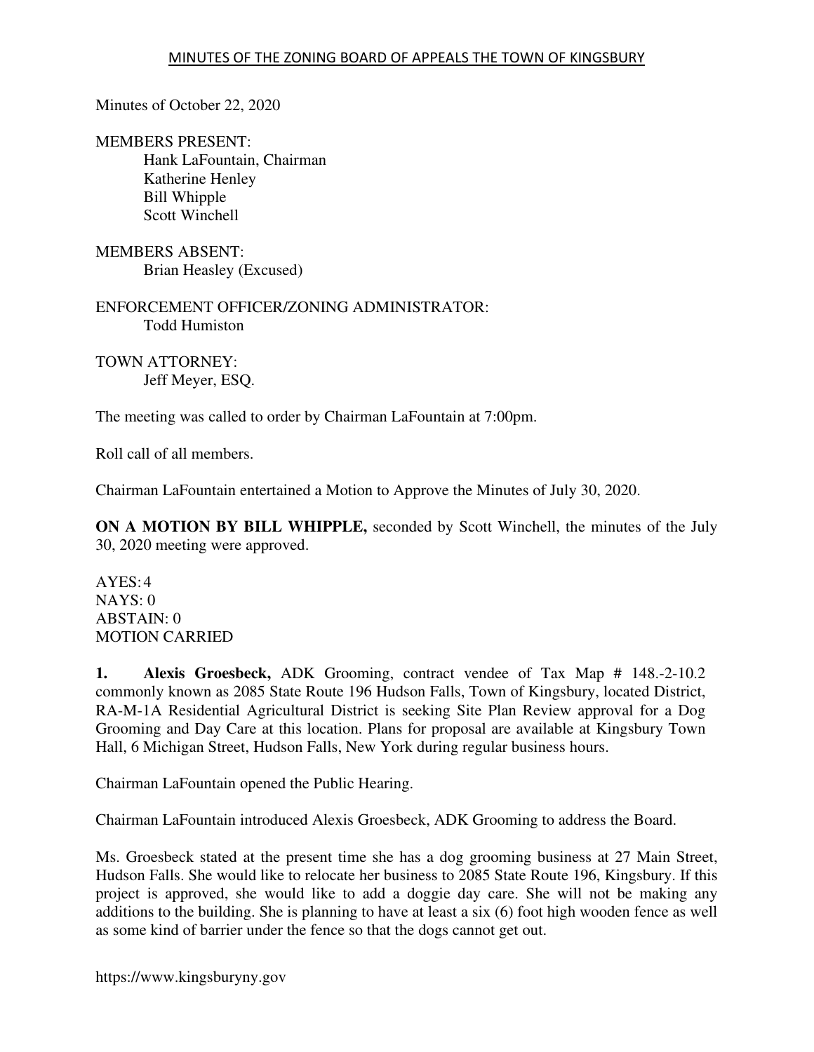# MINUTES OF THE ZONING BOARD OF APPEALS THE TOWN OF KINGSBURY

Minutes of October 22, 2020

MEMBERS PRESENT:
- Hank LaFountain, Chairman
- Katherine Henley
- Bill Whipple
- Scott Winchell

MEMBERS ABSENT:
- Brian Heasley (Excused)

ENFORCEMENT OFFICER/ZONING ADMINISTRATOR:
- Todd Humiston

TOWN ATTORNEY:
- Jeff Meyer, ESQ.

The meeting was called to order by Chairman LaFountain at 7:00pm.

Roll call of all members.

Chairman LaFountain entertained a Motion to Approve the Minutes of July 30, 2020.

**ON A MOTION BY BILL WHIPPLE,** seconded by Scott Winchell, the minutes of the July 30, 2020 meeting were approved.

AYES: 4
NAYS: 0
ABSTAIN: 0
MOTION CARRIED

**1. Alexis Groesbeck,** ADK Grooming, contract vendee of Tax Map # 148.-2-10.2 commonly known as 2085 State Route 196 Hudson Falls, Town of Kingsbury, located District, RA-M-1A Residential Agricultural District is seeking Site Plan Review approval for a Dog Grooming and Day Care at this location. Plans for proposal are available at Kingsbury Town Hall, 6 Michigan Street, Hudson Falls, New York during regular business hours.

Chairman LaFountain opened the Public Hearing.

Chairman LaFountain introduced Alexis Groesbeck, ADK Grooming to address the Board.

Ms. Groesbeck stated at the present time she has a dog grooming business at 27 Main Street, Hudson Falls. She would like to relocate her business to 2085 State Route 196, Kingsbury. If this project is approved, she would like to add a doggie day care. She will not be making any additions to the building. She is planning to have at least a six (6) foot high wooden fence as well as some kind of barrier under the fence so that the dogs cannot get out.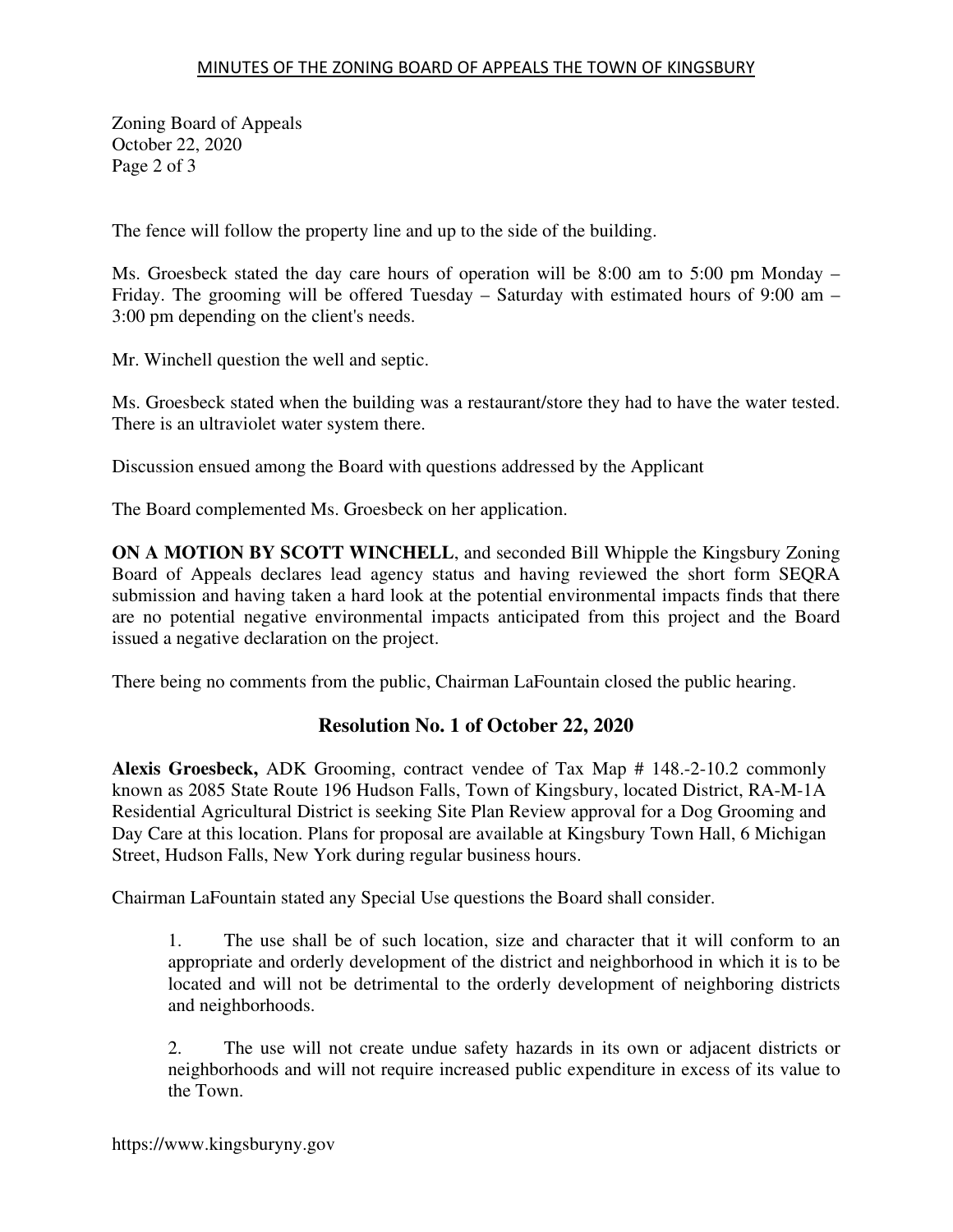The fence will follow the property line and up to the side of the building.

Ms. Groesbeck stated the day care hours of operation will be 8:00 am to 5:00 pm Monday – Friday. The grooming will be offered Tuesday – Saturday with estimated hours of 9:00 am – 3:00 pm depending on the client's needs.

Mr. Winchell question the well and septic.

Ms. Groesbeck stated when the building was a restaurant/store they had to have the water tested. There is an ultraviolet water system there.

Discussion ensued among the Board with questions addressed by the Applicant

The Board complemented Ms. Groesbeck on her application.

**ON A MOTION BY SCOTT WINCHELL**, and seconded Bill Whipple the Kingsbury Zoning Board of Appeals declares lead agency status and having reviewed the short form SEQRA submission and having taken a hard look at the potential environmental impacts finds that there are no potential negative environmental impacts anticipated from this project and the Board issued a negative declaration on the project.

There being no comments from the public, Chairman LaFountain closed the public hearing.

## Resolution No. 1 of October 22, 2020

**Alexis Groesbeck,** ADK Grooming, contract vendee of Tax Map # 148.-2-10.2 commonly known as 2085 State Route 196 Hudson Falls, Town of Kingsbury, located District, RA-M-1A Residential Agricultural District is seeking Site Plan Review approval for a Dog Grooming and Day Care at this location. Plans for proposal are available at Kingsbury Town Hall, 6 Michigan Street, Hudson Falls, New York during regular business hours.

Chairman LaFountain stated any Special Use questions the Board shall consider.

1. The use shall be of such location, size and character that it will conform to an appropriate and orderly development of the district and neighborhood in which it is to be located and will not be detrimental to the orderly development of neighboring districts and neighborhoods.

2. The use will not create undue safety hazards in its own or adjacent districts or neighborhoods and will not require increased public expenditure in excess of its value to the Town.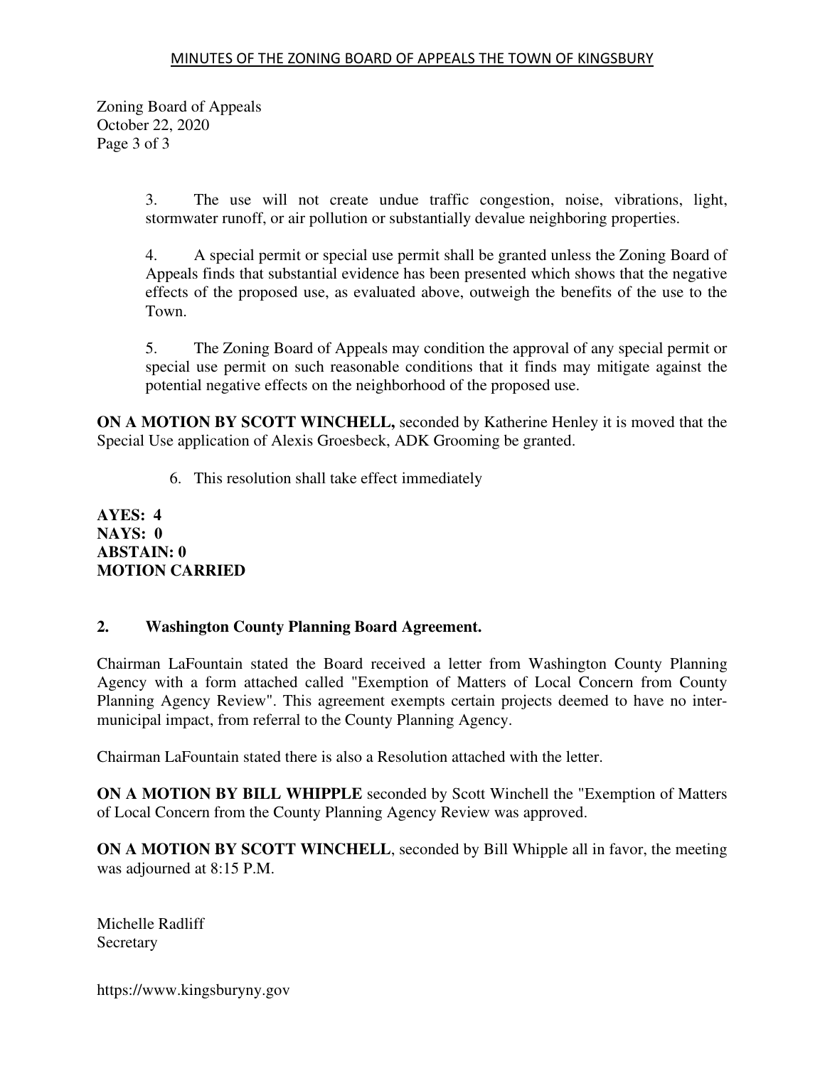Zoning Board of Appeals
October 22, 2020

3. The use will not create undue traffic congestion, noise, vibrations, light, stormwater runoff, or air pollution or substantially devalue neighboring properties.

4. A special permit or special use permit shall be granted unless the Zoning Board of Appeals finds that substantial evidence has been presented which shows that the negative effects of the proposed use, as evaluated above, outweigh the benefits of the use to the Town.

5. The Zoning Board of Appeals may condition the approval of any special permit or special use permit on such reasonable conditions that it finds may mitigate against the potential negative effects on the neighborhood of the proposed use.

**ON A MOTION BY SCOTT WINCHELL,** seconded by Katherine Henley it is moved that the Special Use application of Alexis Groesbeck, ADK Grooming be granted.

6. This resolution shall take effect immediately

**AYES: 4**
**NAYS: 0**
**ABSTAIN: 0**
**MOTION CARRIED**

## 2. Washington County Planning Board Agreement.

Chairman LaFountain stated the Board received a letter from Washington County Planning Agency with a form attached called "Exemption of Matters of Local Concern from County Planning Agency Review". This agreement exempts certain projects deemed to have no inter-municipal impact, from referral to the County Planning Agency.

Chairman LaFountain stated there is also a Resolution attached with the letter.

**ON A MOTION BY BILL WHIPPLE** seconded by Scott Winchell the "Exemption of Matters of Local Concern from the County Planning Agency Review was approved.

**ON A MOTION BY SCOTT WINCHELL**, seconded by Bill Whipple all in favor, the meeting was adjourned at 8:15 P.M.

Michelle Radliff
Secretary

https://www.kingsburyny.gov